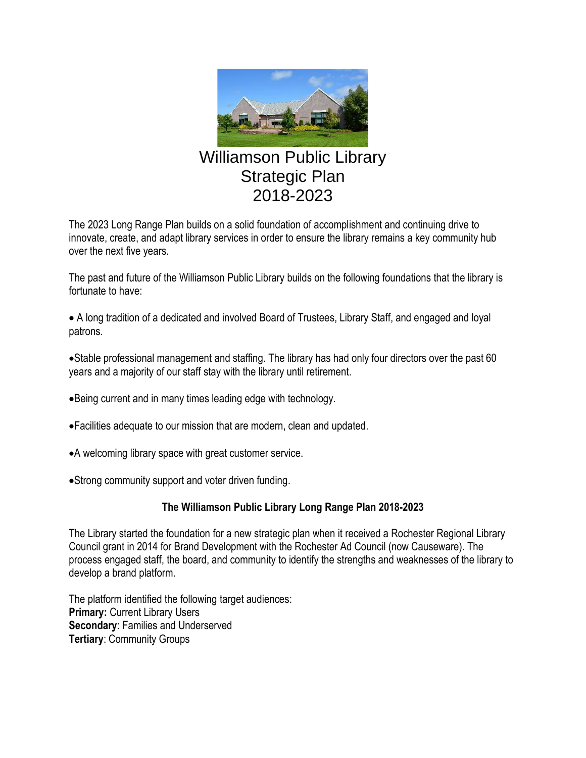# Williamson Public Library Strategic Plan 2018-2023

The 2023 Long Range Plan builds on a solid foundation of accomplishment and continuing drive to innovate, create, and adapt library services in order to ensure the library remains a key community hub over the next five years.

The past and future of the Williamson Public Library builds on the following foundations that the library is fortunate to have:

- A long tradition of a dedicated and involved Board of Trustees, Library Staff, and engaged and loyal patrons.
- Stable professional management and staffing. The library has had only four directors over the past 60 years and a majority of our staff stay with the library until retirement.
- Being current and in many times leading edge with technology.
- Facilities adequate to our mission that are modern, clean and updated.
- A welcoming library space with great customer service.
- Strong community support and voter driven funding.

## The Williamson Public Library Long Range Plan 2018-2023

The Library started the foundation for a new strategic plan when it received a Rochester Regional Library Council grant in 2014 for Brand Development with the Rochester Ad Council (now Causeware). The process engaged staff, the board, and community to identify the strengths and weaknesses of the library to develop a brand platform.

The platform identified the following target audiences:  
**Primary:** Current Library Users  
**Secondary**: Families and Underserved  
**Tertiary**: Community Groups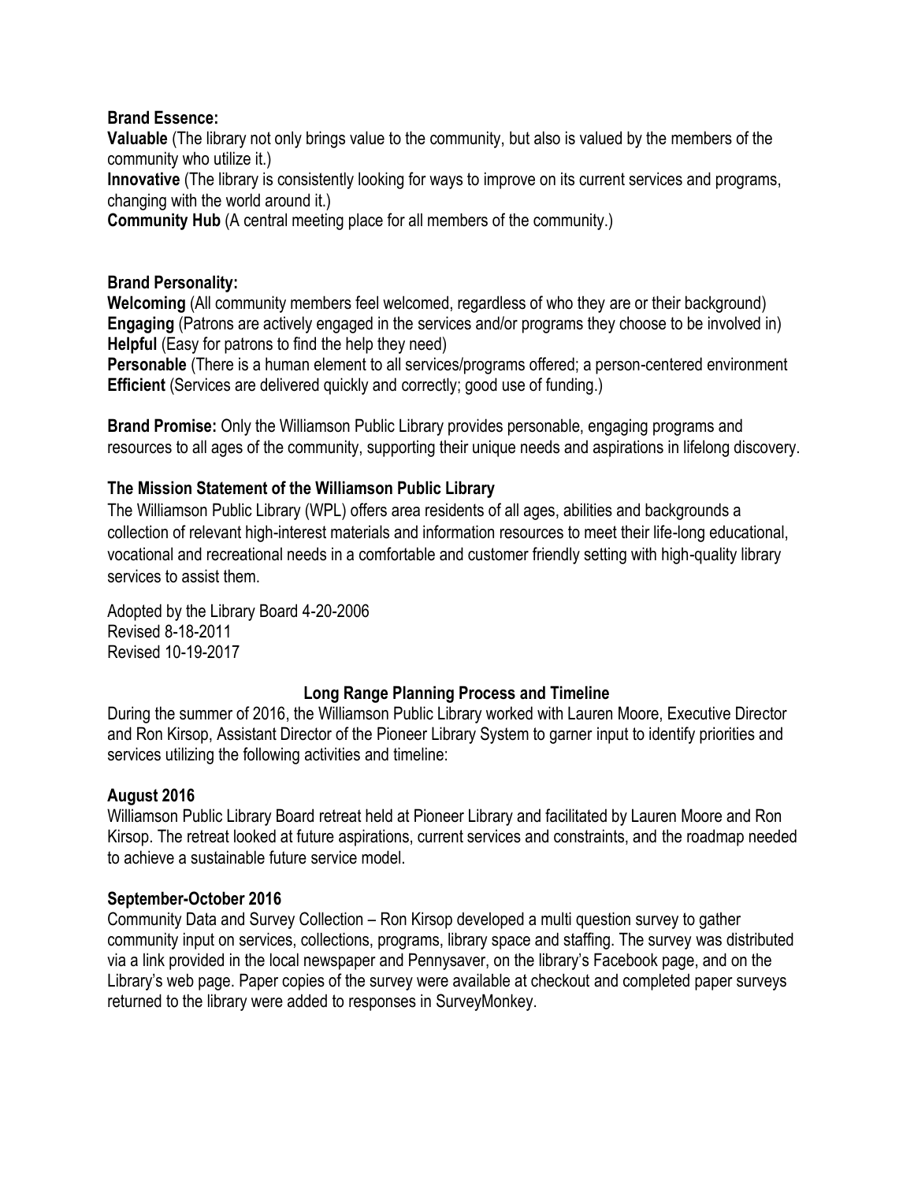**Brand Essence:**

**Valuable** (The library not only brings value to the community, but also is valued by the members of the community who utilize it.)

**Innovative** (The library is consistently looking for ways to improve on its current services and programs, changing with the world around it.)

**Community Hub** (A central meeting place for all members of the community.)

**Brand Personality:**

**Welcoming** (All community members feel welcomed, regardless of who they are or their background)

**Engaging** (Patrons are actively engaged in the services and/or programs they choose to be involved in)

**Helpful** (Easy for patrons to find the help they need)

**Personable** (There is a human element to all services/programs offered; a person-centered environment

**Efficient** (Services are delivered quickly and correctly; good use of funding.)

**Brand Promise:** Only the Williamson Public Library provides personable, engaging programs and resources to all ages of the community, supporting their unique needs and aspirations in lifelong discovery.

### The Mission Statement of the Williamson Public Library

The Williamson Public Library (WPL) offers area residents of all ages, abilities and backgrounds a collection of relevant high-interest materials and information resources to meet their life-long educational, vocational and recreational needs in a comfortable and customer friendly setting with high-quality library services to assist them.

Adopted by the Library Board 4-20-2006
Revised 8-18-2011
Revised 10-19-2017

### Long Range Planning Process and Timeline

During the summer of 2016, the Williamson Public Library worked with Lauren Moore, Executive Director and Ron Kirsop, Assistant Director of the Pioneer Library System to garner input to identify priorities and services utilizing the following activities and timeline:

#### August 2016

Williamson Public Library Board retreat held at Pioneer Library and facilitated by Lauren Moore and Ron Kirsop. The retreat looked at future aspirations, current services and constraints, and the roadmap needed to achieve a sustainable future service model.

#### September-October 2016

Community Data and Survey Collection – Ron Kirsop developed a multi question survey to gather community input on services, collections, programs, library space and staffing. The survey was distributed via a link provided in the local newspaper and Pennysaver, on the library's Facebook page, and on the Library's web page. Paper copies of the survey were available at checkout and completed paper surveys returned to the library were added to responses in SurveyMonkey.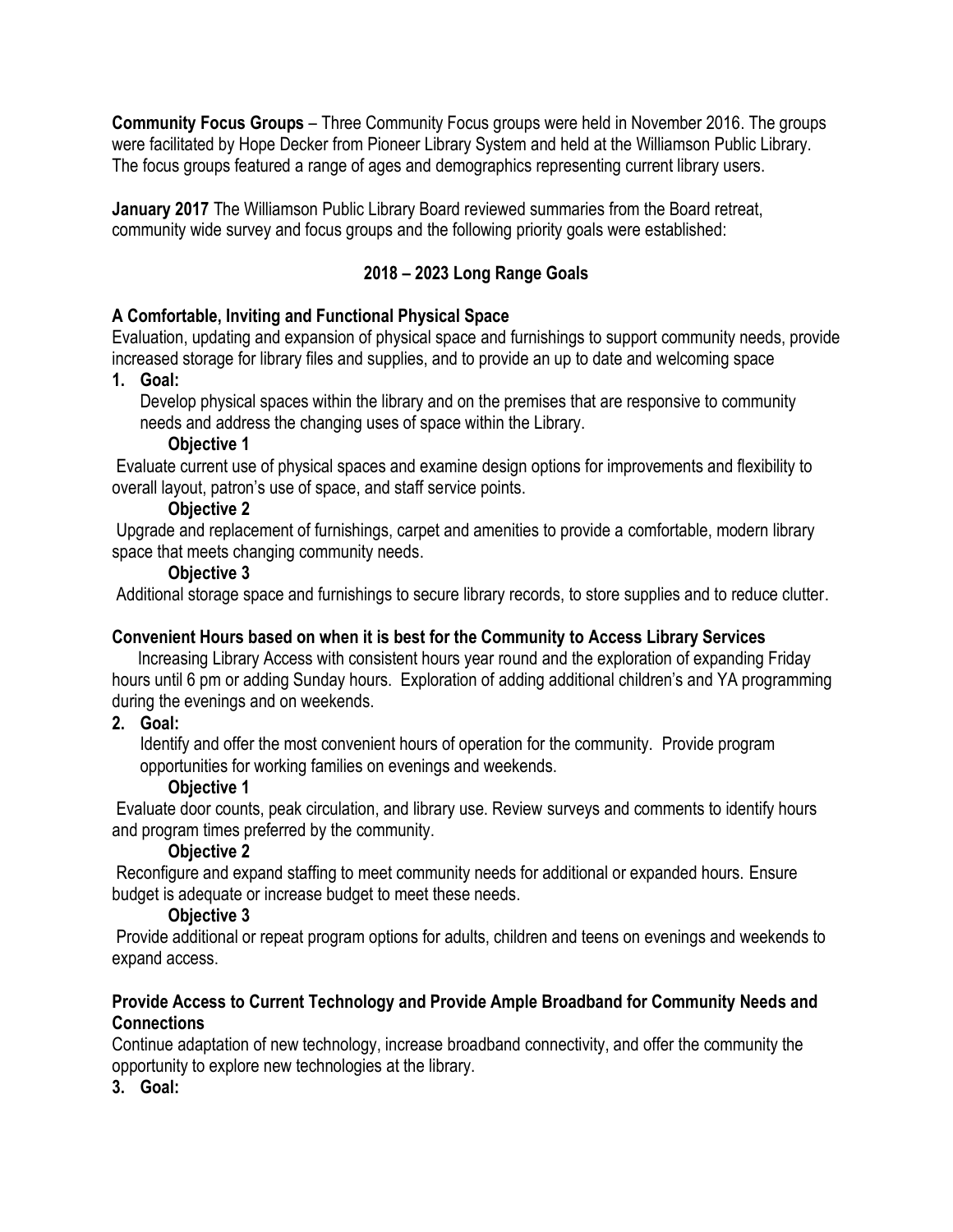**Community Focus Groups** – Three Community Focus groups were held in November 2016. The groups were facilitated by Hope Decker from Pioneer Library System and held at the Williamson Public Library. The focus groups featured a range of ages and demographics representing current library users.

**January 2017** The Williamson Public Library Board reviewed summaries from the Board retreat, community wide survey and focus groups and the following priority goals were established:

## 2018 – 2023 Long Range Goals

### A Comfortable, Inviting and Functional Physical Space

Evaluation, updating and expansion of physical space and furnishings to support community needs, provide increased storage for library files and supplies, and to provide an up to date and welcoming space

1. **Goal:**

   Develop physical spaces within the library and on the premises that are responsive to community needs and address the changing uses of space within the Library.

   **Objective 1**

Evaluate current use of physical spaces and examine design options for improvements and flexibility to overall layout, patron's use of space, and staff service points.

   **Objective 2**

Upgrade and replacement of furnishings, carpet and amenities to provide a comfortable, modern library space that meets changing community needs.

   **Objective 3**

Additional storage space and furnishings to secure library records, to store supplies and to reduce clutter.

### Convenient Hours based on when it is best for the Community to Access Library Services

Increasing Library Access with consistent hours year round and the exploration of expanding Friday hours until 6 pm or adding Sunday hours. Exploration of adding additional children's and YA programming during the evenings and on weekends.

2. **Goal:**

   Identify and offer the most convenient hours of operation for the community. Provide program opportunities for working families on evenings and weekends.

   **Objective 1**

Evaluate door counts, peak circulation, and library use. Review surveys and comments to identify hours and program times preferred by the community.

   **Objective 2**

Reconfigure and expand staffing to meet community needs for additional or expanded hours. Ensure budget is adequate or increase budget to meet these needs.

   **Objective 3**

Provide additional or repeat program options for adults, children and teens on evenings and weekends to expand access.

### Provide Access to Current Technology and Provide Ample Broadband for Community Needs and Connections

Continue adaptation of new technology, increase broadband connectivity, and offer the community the opportunity to explore new technologies at the library.

3. **Goal:**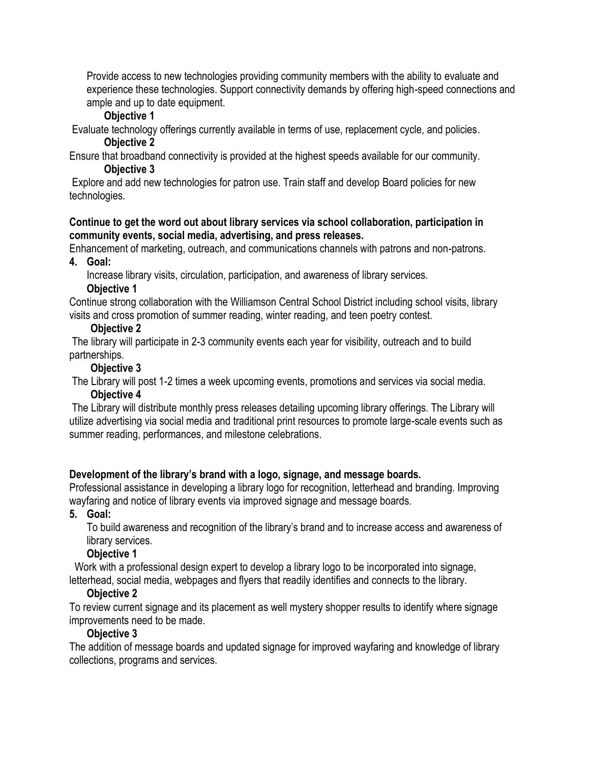Provide access to new technologies providing community members with the ability to evaluate and experience these technologies. Support connectivity demands by offering high-speed connections and ample and up to date equipment.

**Objective 1**

Evaluate technology offerings currently available in terms of use, replacement cycle, and policies.

**Objective 2**

Ensure that broadband connectivity is provided at the highest speeds available for our community.

**Objective 3**

Explore and add new technologies for patron use. Train staff and develop Board policies for new technologies.

**Continue to get the word out about library services via school collaboration, participation in community events, social media, advertising, and press releases.**

Enhancement of marketing, outreach, and communications channels with patrons and non-patrons.

**4. Goal:**

Increase library visits, circulation, participation, and awareness of library services.

**Objective 1**

Continue strong collaboration with the Williamson Central School District including school visits, library visits and cross promotion of summer reading, winter reading, and teen poetry contest.

**Objective 2**

The library will participate in 2-3 community events each year for visibility, outreach and to build partnerships.

**Objective 3**

The Library will post 1-2 times a week upcoming events, promotions and services via social media.

**Objective 4**

The Library will distribute monthly press releases detailing upcoming library offerings. The Library will utilize advertising via social media and traditional print resources to promote large-scale events such as summer reading, performances, and milestone celebrations.

**Development of the library's brand with a logo, signage, and message boards.**

Professional assistance in developing a library logo for recognition, letterhead and branding. Improving wayfaring and notice of library events via improved signage and message boards.

**5. Goal:**

To build awareness and recognition of the library's brand and to increase access and awareness of library services.

**Objective 1**

Work with a professional design expert to develop a library logo to be incorporated into signage, letterhead, social media, webpages and flyers that readily identifies and connects to the library.

**Objective 2**

To review current signage and its placement as well mystery shopper results to identify where signage improvements need to be made.

**Objective 3**

The addition of message boards and updated signage for improved wayfaring and knowledge of library collections, programs and services.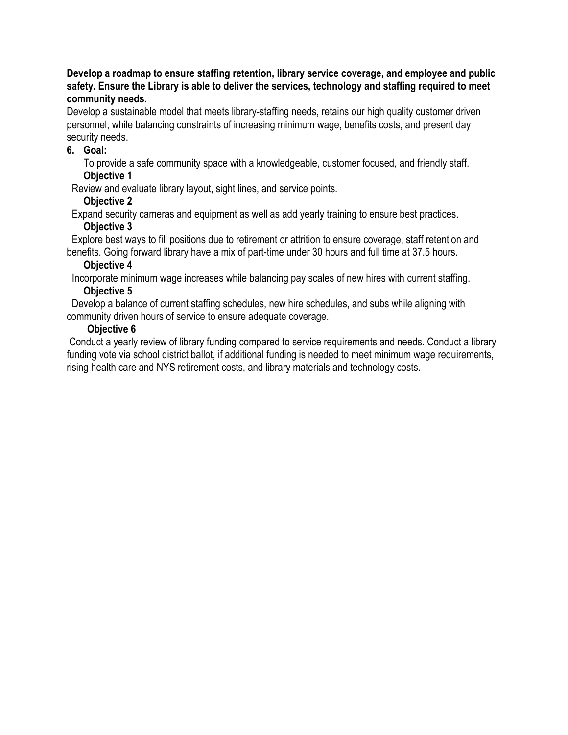**Develop a roadmap to ensure staffing retention, library service coverage, and employee and public safety. Ensure the Library is able to deliver the services, technology and staffing required to meet community needs.**

Develop a sustainable model that meets library-staffing needs, retains our high quality customer driven personnel, while balancing constraints of increasing minimum wage, benefits costs, and present day security needs.

**6. Goal:**

To provide a safe community space with a knowledgeable, customer focused, and friendly staff.

**Objective 1**

Review and evaluate library layout, sight lines, and service points.

**Objective 2**

Expand security cameras and equipment as well as add yearly training to ensure best practices.

**Objective 3**

Explore best ways to fill positions due to retirement or attrition to ensure coverage, staff retention and benefits. Going forward library have a mix of part-time under 30 hours and full time at 37.5 hours.

**Objective 4**

Incorporate minimum wage increases while balancing pay scales of new hires with current staffing.

**Objective 5**

Develop a balance of current staffing schedules, new hire schedules, and subs while aligning with community driven hours of service to ensure adequate coverage.

**Objective 6**

Conduct a yearly review of library funding compared to service requirements and needs. Conduct a library funding vote via school district ballot, if additional funding is needed to meet minimum wage requirements, rising health care and NYS retirement costs, and library materials and technology costs.